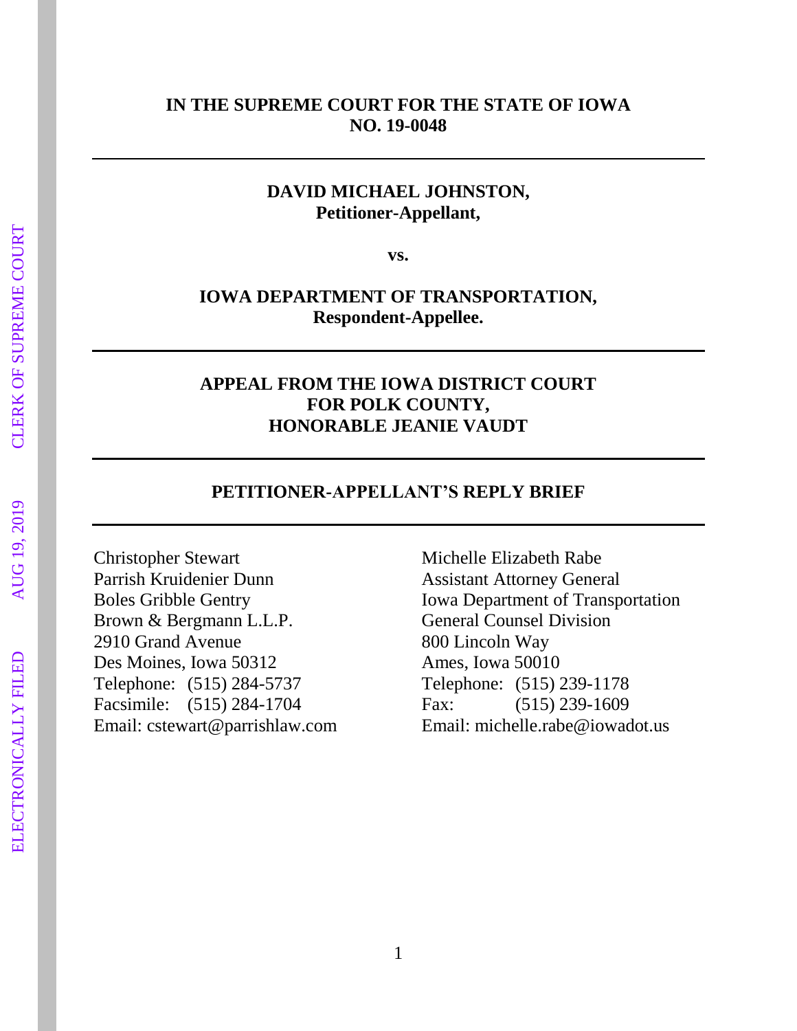**IN THE SUPREME COURT FOR THE STATE OF IOWA**
**NO. 19-0048**

---

**DAVID MICHAEL JOHNSTON,**
**Petitioner-Appellant,**

**vs.**

**IOWA DEPARTMENT OF TRANSPORTATION,**
**Respondent-Appellee.**

---

**APPEAL FROM THE IOWA DISTRICT COURT**
**FOR POLK COUNTY,**
**HONORABLE JEANIE VAUDT**

---

**PETITIONER-APPELLANT'S REPLY BRIEF**

---

Christopher Stewart
Parrish Kruidenier Dunn
Boles Gribble Gentry
Brown & Bergmann L.L.P.
2910 Grand Avenue
Des Moines, Iowa 50312
Telephone: (515) 284-5737
Facsimile: (515) 284-1704
Email: cstewart@parrishlaw.com

Michelle Elizabeth Rabe
Assistant Attorney General
Iowa Department of Transportation
General Counsel Division
800 Lincoln Way
Ames, Iowa 50010
Telephone: (515) 239-1178
Fax: (515) 239-1609
Email: michelle.rabe@iowadot.us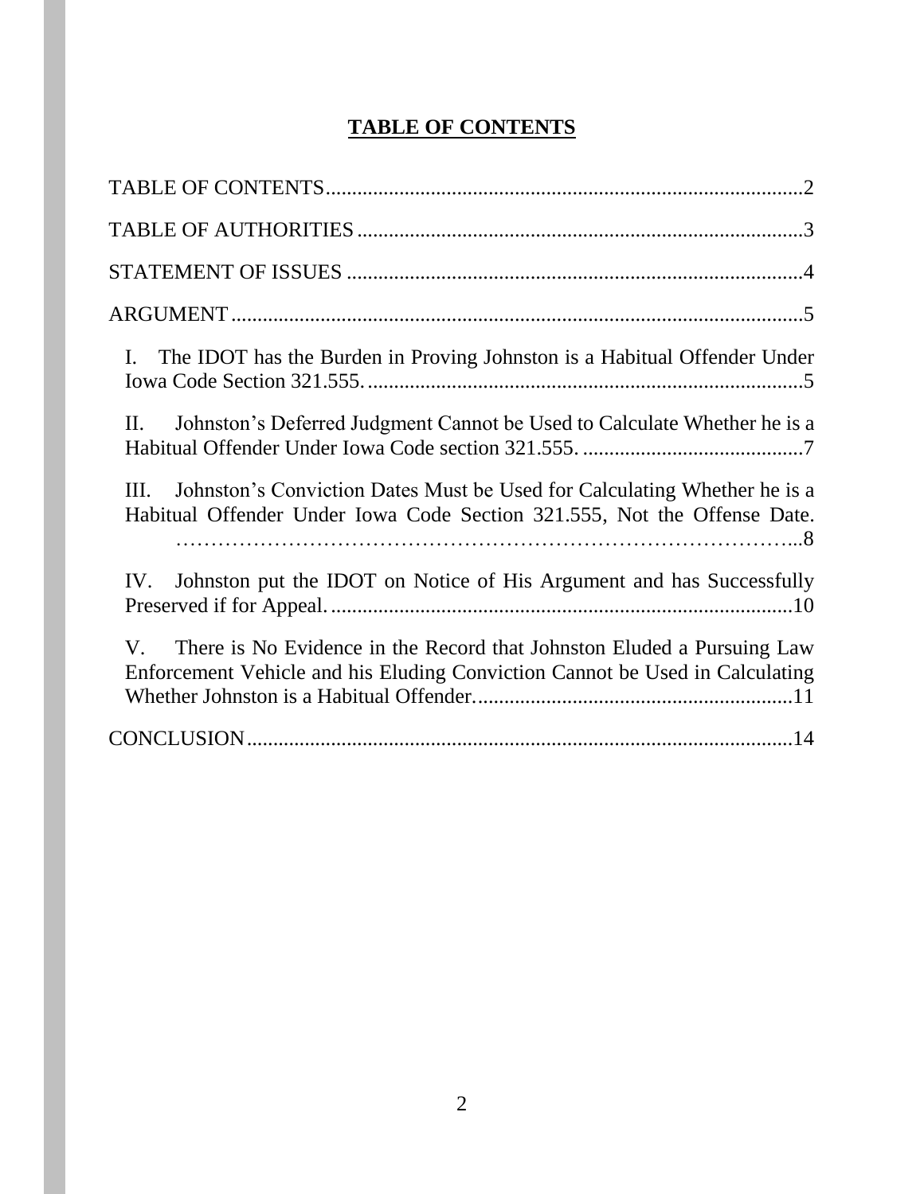## TABLE OF CONTENTS

TABLE OF CONTENTS........................................................................................2

TABLE OF AUTHORITIES ....................................................................................3

STATEMENT OF ISSUES .......................................................................................4

ARGUMENT.............................................................................................................5

I. The IDOT has the Burden in Proving Johnston is a Habitual Offender Under Iowa Code Section 321.555. ..................................................................................5

II. Johnston's Deferred Judgment Cannot be Used to Calculate Whether he is a Habitual Offender Under Iowa Code section 321.555. ..........................................7

III. Johnston's Conviction Dates Must be Used for Calculating Whether he is a Habitual Offender Under Iowa Code Section 321.555, Not the Offense Date. ……………………………………………………………………………...8

IV. Johnston put the IDOT on Notice of His Argument and has Successfully Preserved if for Appeal. .......................................................................................10

V. There is No Evidence in the Record that Johnston Eluded a Pursuing Law Enforcement Vehicle and his Eluding Conviction Cannot be Used in Calculating Whether Johnston is a Habitual Offender.............................................................11

CONCLUSION........................................................................................................14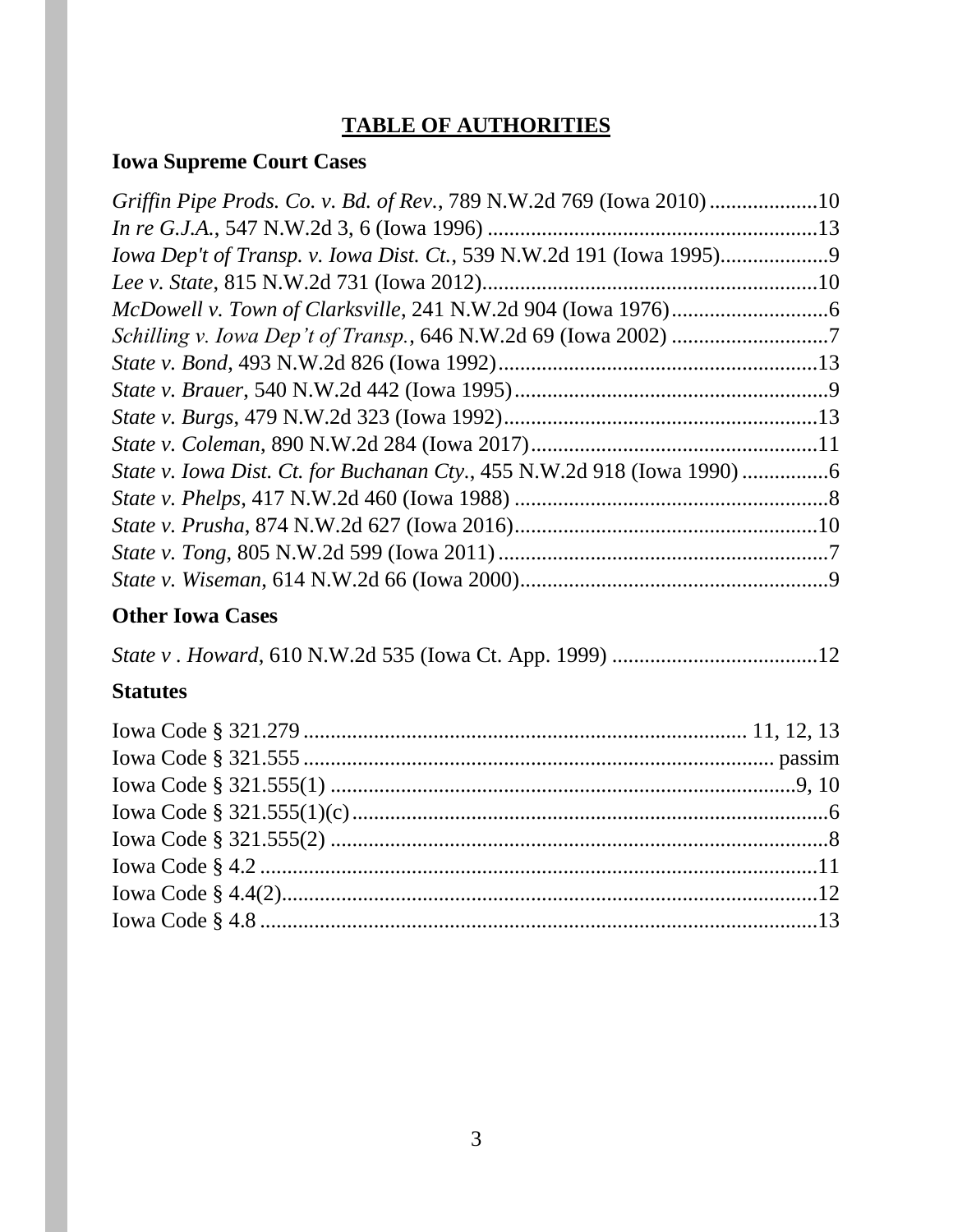## TABLE OF AUTHORITIES

### Iowa Supreme Court Cases

*Griffin Pipe Prods. Co. v. Bd. of Rev.*, 789 N.W.2d 769 (Iowa 2010) ....................10
*In re G.J.A.*, 547 N.W.2d 3, 6 (Iowa 1996) .............................................................13
*Iowa Dep't of Transp. v. Iowa Dist. Ct.*, 539 N.W.2d 191 (Iowa 1995)....................9
*Lee v. State*, 815 N.W.2d 731 (Iowa 2012)..............................................................10
*McDowell v. Town of Clarksville*, 241 N.W.2d 904 (Iowa 1976).............................6
*Schilling v. Iowa Dep't of Transp.*, 646 N.W.2d 69 (Iowa 2002) .............................7
*State v. Bond*, 493 N.W.2d 826 (Iowa 1992)............................................................13
*State v. Brauer*, 540 N.W.2d 442 (Iowa 1995)...........................................................9
*State v. Burgs*, 479 N.W.2d 323 (Iowa 1992)...........................................................13
*State v. Coleman*, 890 N.W.2d 284 (Iowa 2017)......................................................11
*State v. Iowa Dist. Ct. for Buchanan Cty.*, 455 N.W.2d 918 (Iowa 1990) ................6
*State v. Phelps*, 417 N.W.2d 460 (Iowa 1988) ...........................................................8
*State v. Prusha*, 874 N.W.2d 627 (Iowa 2016).........................................................10
*State v. Tong*, 805 N.W.2d 599 (Iowa 2011) .............................................................7
*State v. Wiseman*, 614 N.W.2d 66 (Iowa 2000)..........................................................9

### Other Iowa Cases

*State v . Howard*, 610 N.W.2d 535 (Iowa Ct. App. 1999) .......................................12

### Statutes

Iowa Code § 321.279 ................................................................................. 11, 12, 13
Iowa Code § 321.555 ............................................................................................. passim
Iowa Code § 321.555(1) ........................................................................................9, 10
Iowa Code § 321.555(1)(c).........................................................................................6
Iowa Code § 321.555(2) ............................................................................................8
Iowa Code § 4.2 ........................................................................................................11
Iowa Code § 4.4(2)....................................................................................................12
Iowa Code § 4.8 ........................................................................................................13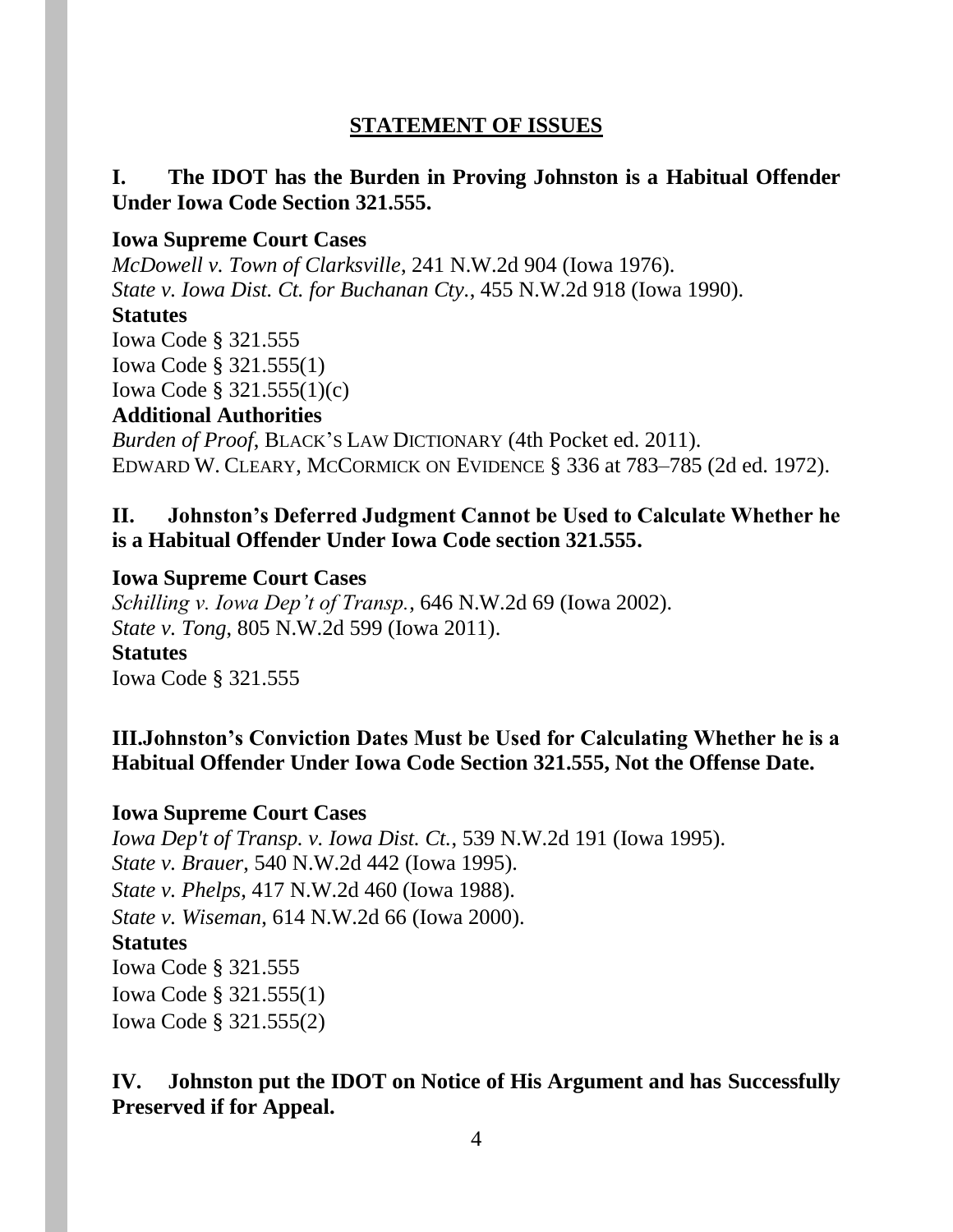## STATEMENT OF ISSUES

### I. The IDOT has the Burden in Proving Johnston is a Habitual Offender Under Iowa Code Section 321.555.

**Iowa Supreme Court Cases**

*McDowell v. Town of Clarksville*, 241 N.W.2d 904 (Iowa 1976).
*State v. Iowa Dist. Ct. for Buchanan Cty.*, 455 N.W.2d 918 (Iowa 1990).

**Statutes**

Iowa Code § 321.555
Iowa Code § 321.555(1)
Iowa Code § 321.555(1)(c)

**Additional Authorities**

*Burden of Proof*, BLACK'S LAW DICTIONARY (4th Pocket ed. 2011).
EDWARD W. CLEARY, MCCORMICK ON EVIDENCE § 336 at 783–785 (2d ed. 1972).

### II. Johnston's Deferred Judgment Cannot be Used to Calculate Whether he is a Habitual Offender Under Iowa Code section 321.555.

**Iowa Supreme Court Cases**

*Schilling v. Iowa Dep't of Transp.*, 646 N.W.2d 69 (Iowa 2002).
*State v. Tong*, 805 N.W.2d 599 (Iowa 2011).

**Statutes**

Iowa Code § 321.555

### III. Johnston's Conviction Dates Must be Used for Calculating Whether he is a Habitual Offender Under Iowa Code Section 321.555, Not the Offense Date.

**Iowa Supreme Court Cases**

*Iowa Dep't of Transp. v. Iowa Dist. Ct.*, 539 N.W.2d 191 (Iowa 1995).
*State v. Brauer*, 540 N.W.2d 442 (Iowa 1995).
*State v. Phelps*, 417 N.W.2d 460 (Iowa 1988).
*State v. Wiseman*, 614 N.W.2d 66 (Iowa 2000).

**Statutes**

Iowa Code § 321.555
Iowa Code § 321.555(1)
Iowa Code § 321.555(2)

### IV. Johnston put the IDOT on Notice of His Argument and has Successfully Preserved if for Appeal.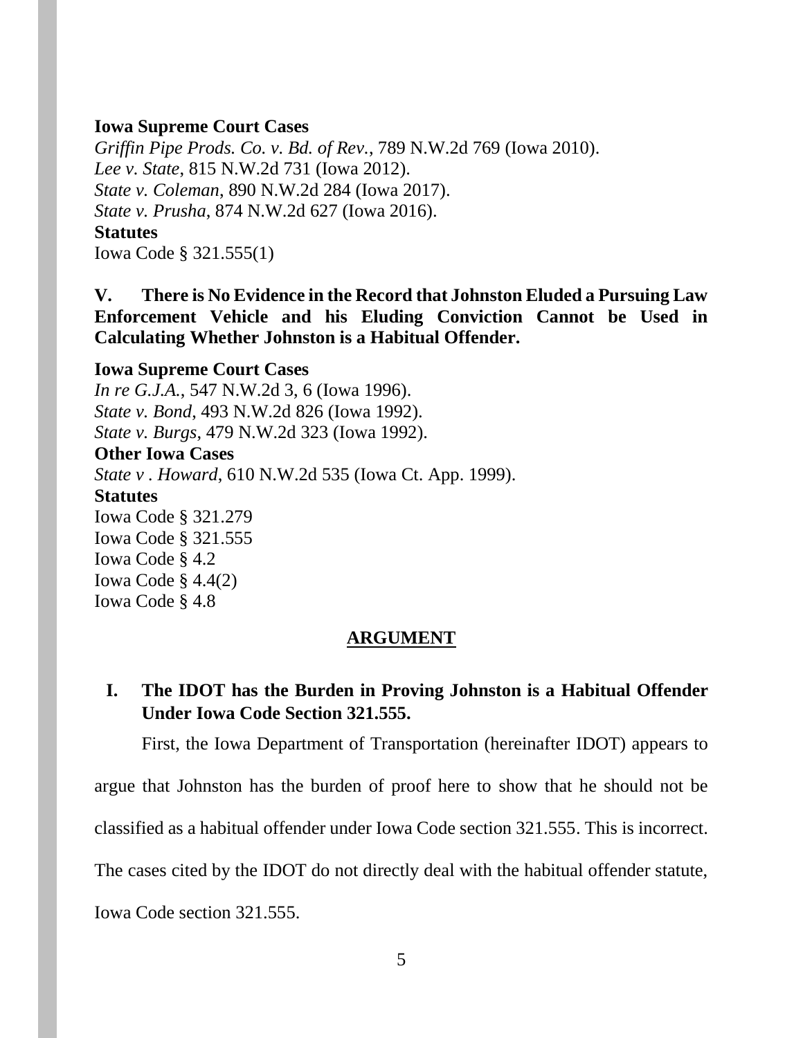**Iowa Supreme Court Cases**

*Griffin Pipe Prods. Co. v. Bd. of Rev.*, 789 N.W.2d 769 (Iowa 2010).
*Lee v. State*, 815 N.W.2d 731 (Iowa 2012).
*State v. Coleman*, 890 N.W.2d 284 (Iowa 2017).
*State v. Prusha*, 874 N.W.2d 627 (Iowa 2016).

**Statutes**

Iowa Code § 321.555(1)

**V. There is No Evidence in the Record that Johnston Eluded a Pursuing Law Enforcement Vehicle and his Eluding Conviction Cannot be Used in Calculating Whether Johnston is a Habitual Offender.**

**Iowa Supreme Court Cases**

*In re G.J.A.*, 547 N.W.2d 3, 6 (Iowa 1996).
*State v. Bond*, 493 N.W.2d 826 (Iowa 1992).
*State v. Burgs*, 479 N.W.2d 323 (Iowa 1992).

**Other Iowa Cases**

*State v . Howard*, 610 N.W.2d 535 (Iowa Ct. App. 1999).

**Statutes**

Iowa Code § 321.279
Iowa Code § 321.555
Iowa Code § 4.2
Iowa Code § 4.4(2)
Iowa Code § 4.8

## ARGUMENT

### I. The IDOT has the Burden in Proving Johnston is a Habitual Offender Under Iowa Code Section 321.555.

First, the Iowa Department of Transportation (hereinafter IDOT) appears to argue that Johnston has the burden of proof here to show that he should not be classified as a habitual offender under Iowa Code section 321.555. This is incorrect. The cases cited by the IDOT do not directly deal with the habitual offender statute, Iowa Code section 321.555.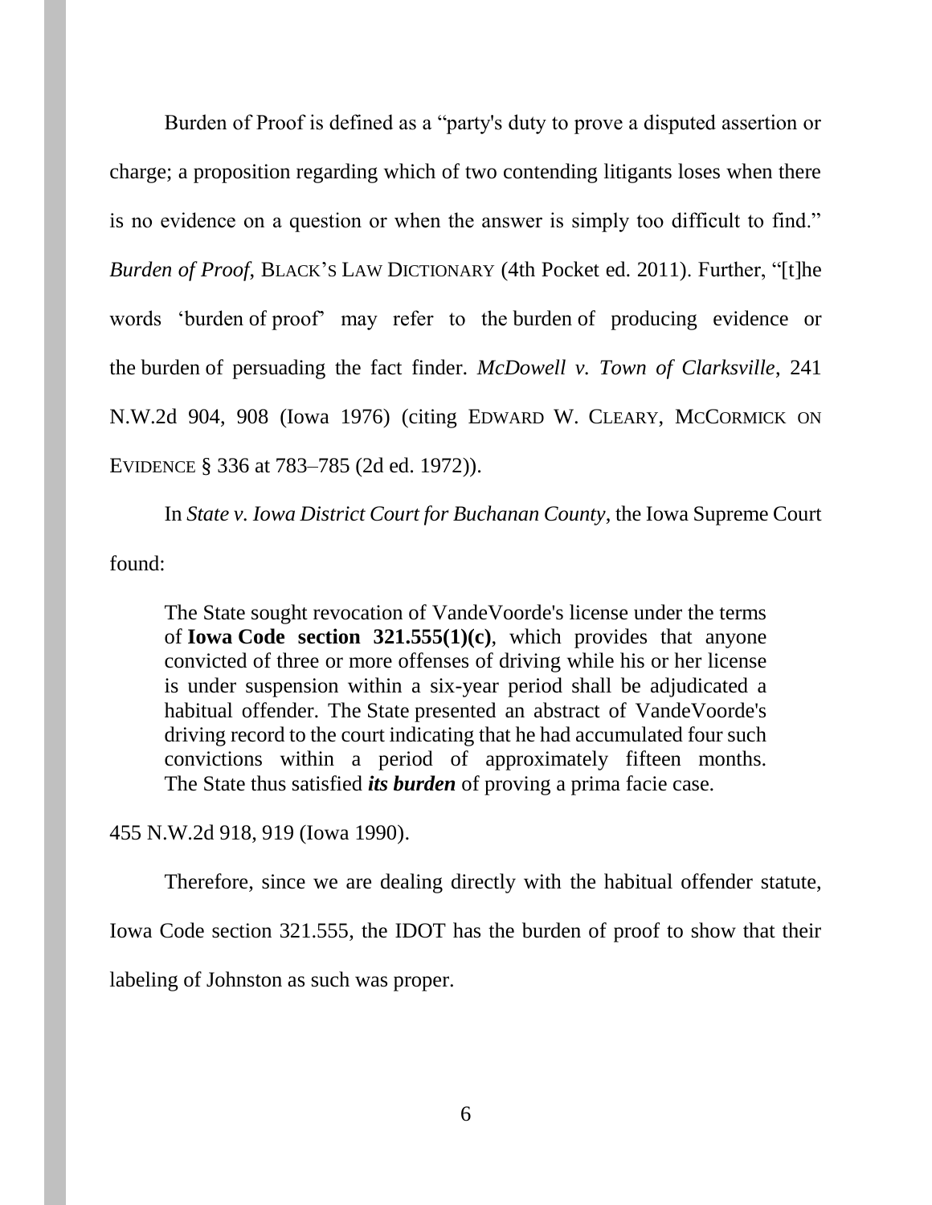Burden of Proof is defined as a "party's duty to prove a disputed assertion or charge; a proposition regarding which of two contending litigants loses when there is no evidence on a question or when the answer is simply too difficult to find." *Burden of Proof*, BLACK'S LAW DICTIONARY (4th Pocket ed. 2011). Further, "[t]he words 'burden of proof' may refer to the burden of producing evidence or the burden of persuading the fact finder. *McDowell v. Town of Clarksville*, 241 N.W.2d 904, 908 (Iowa 1976) (citing EDWARD W. CLEARY, MCCORMICK ON EVIDENCE § 336 at 783–785 (2d ed. 1972)).

In *State v. Iowa District Court for Buchanan County*, the Iowa Supreme Court found:

> The State sought revocation of VandeVoorde's license under the terms of **Iowa Code section 321.555(1)(c)**, which provides that anyone convicted of three or more offenses of driving while his or her license is under suspension within a six-year period shall be adjudicated a habitual offender. The State presented an abstract of VandeVoorde's driving record to the court indicating that he had accumulated four such convictions within a period of approximately fifteen months. The State thus satisfied ***its burden*** of proving a prima facie case.

455 N.W.2d 918, 919 (Iowa 1990).

Therefore, since we are dealing directly with the habitual offender statute, Iowa Code section 321.555, the IDOT has the burden of proof to show that their labeling of Johnston as such was proper.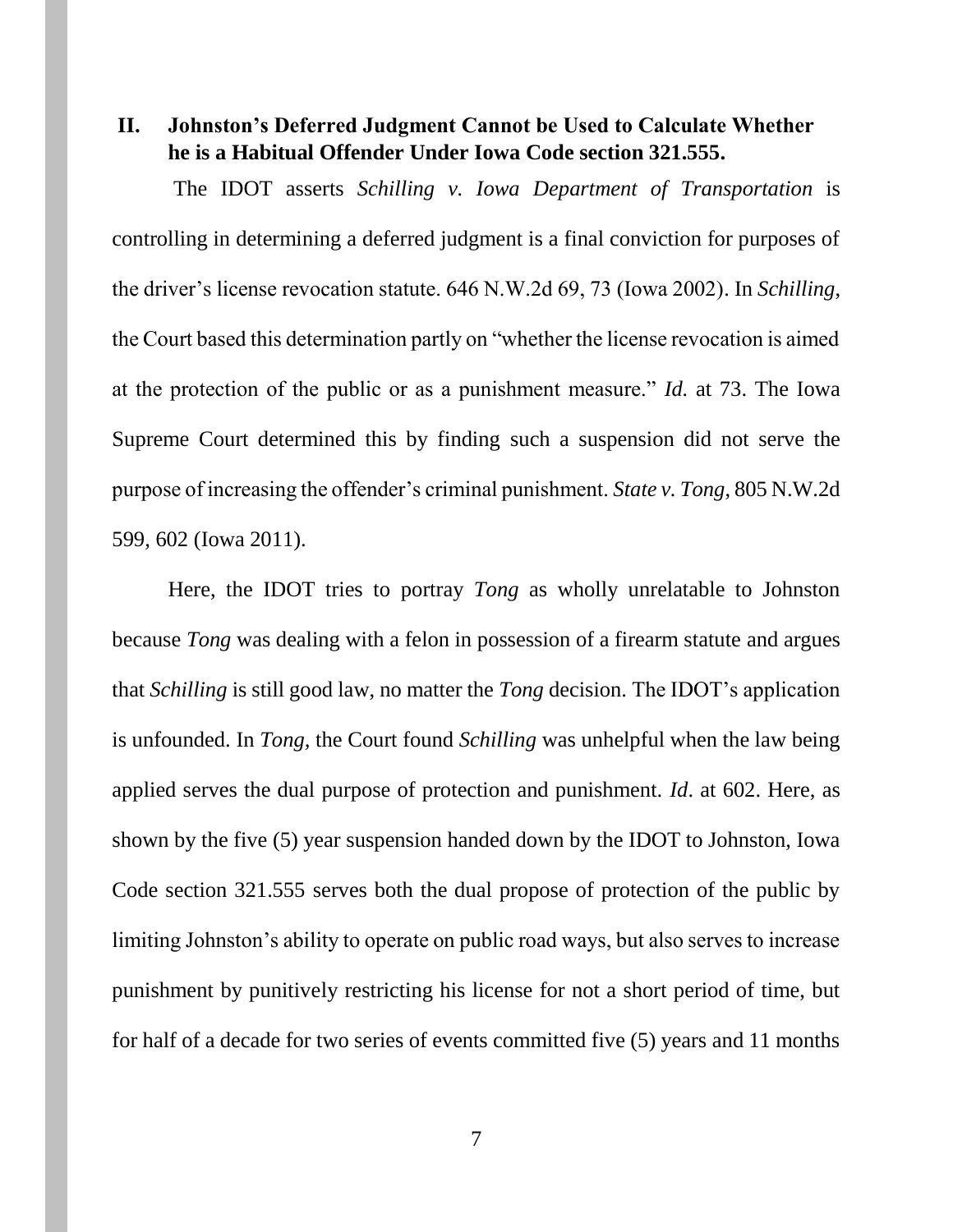## II. Johnston's Deferred Judgment Cannot be Used to Calculate Whether he is a Habitual Offender Under Iowa Code section 321.555.

The IDOT asserts *Schilling v. Iowa Department of Transportation* is controlling in determining a deferred judgment is a final conviction for purposes of the driver's license revocation statute. 646 N.W.2d 69, 73 (Iowa 2002). In *Schilling*, the Court based this determination partly on "whether the license revocation is aimed at the protection of the public or as a punishment measure." *Id.* at 73. The Iowa Supreme Court determined this by finding such a suspension did not serve the purpose of increasing the offender's criminal punishment. *State v. Tong*, 805 N.W.2d 599, 602 (Iowa 2011).

Here, the IDOT tries to portray *Tong* as wholly unrelatable to Johnston because *Tong* was dealing with a felon in possession of a firearm statute and argues that *Schilling* is still good law, no matter the *Tong* decision. The IDOT's application is unfounded. In *Tong*, the Court found *Schilling* was unhelpful when the law being applied serves the dual purpose of protection and punishment. *Id*. at 602. Here, as shown by the five (5) year suspension handed down by the IDOT to Johnston, Iowa Code section 321.555 serves both the dual propose of protection of the public by limiting Johnston's ability to operate on public road ways, but also serves to increase punishment by punitively restricting his license for not a short period of time, but for half of a decade for two series of events committed five (5) years and 11 months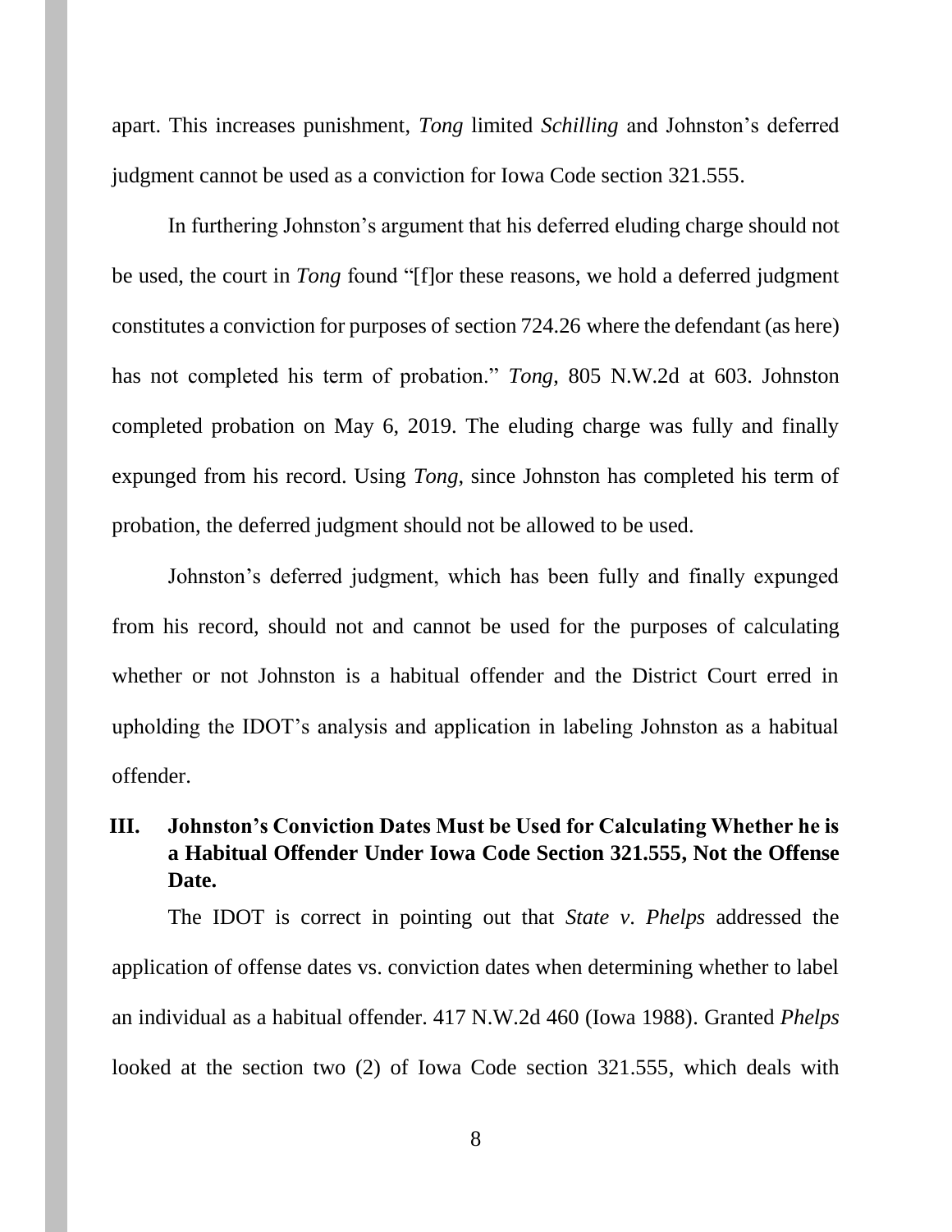apart. This increases punishment, *Tong* limited *Schilling* and Johnston's deferred judgment cannot be used as a conviction for Iowa Code section 321.555.

In furthering Johnston's argument that his deferred eluding charge should not be used, the court in *Tong* found "[f]or these reasons, we hold a deferred judgment constitutes a conviction for purposes of section 724.26 where the defendant (as here) has not completed his term of probation." *Tong*, 805 N.W.2d at 603. Johnston completed probation on May 6, 2019. The eluding charge was fully and finally expunged from his record. Using *Tong*, since Johnston has completed his term of probation, the deferred judgment should not be allowed to be used.

Johnston's deferred judgment, which has been fully and finally expunged from his record, should not and cannot be used for the purposes of calculating whether or not Johnston is a habitual offender and the District Court erred in upholding the IDOT's analysis and application in labeling Johnston as a habitual offender.

## III. Johnston's Conviction Dates Must be Used for Calculating Whether he is a Habitual Offender Under Iowa Code Section 321.555, Not the Offense Date.

The IDOT is correct in pointing out that *State v. Phelps* addressed the application of offense dates vs. conviction dates when determining whether to label an individual as a habitual offender. 417 N.W.2d 460 (Iowa 1988). Granted *Phelps* looked at the section two (2) of Iowa Code section 321.555, which deals with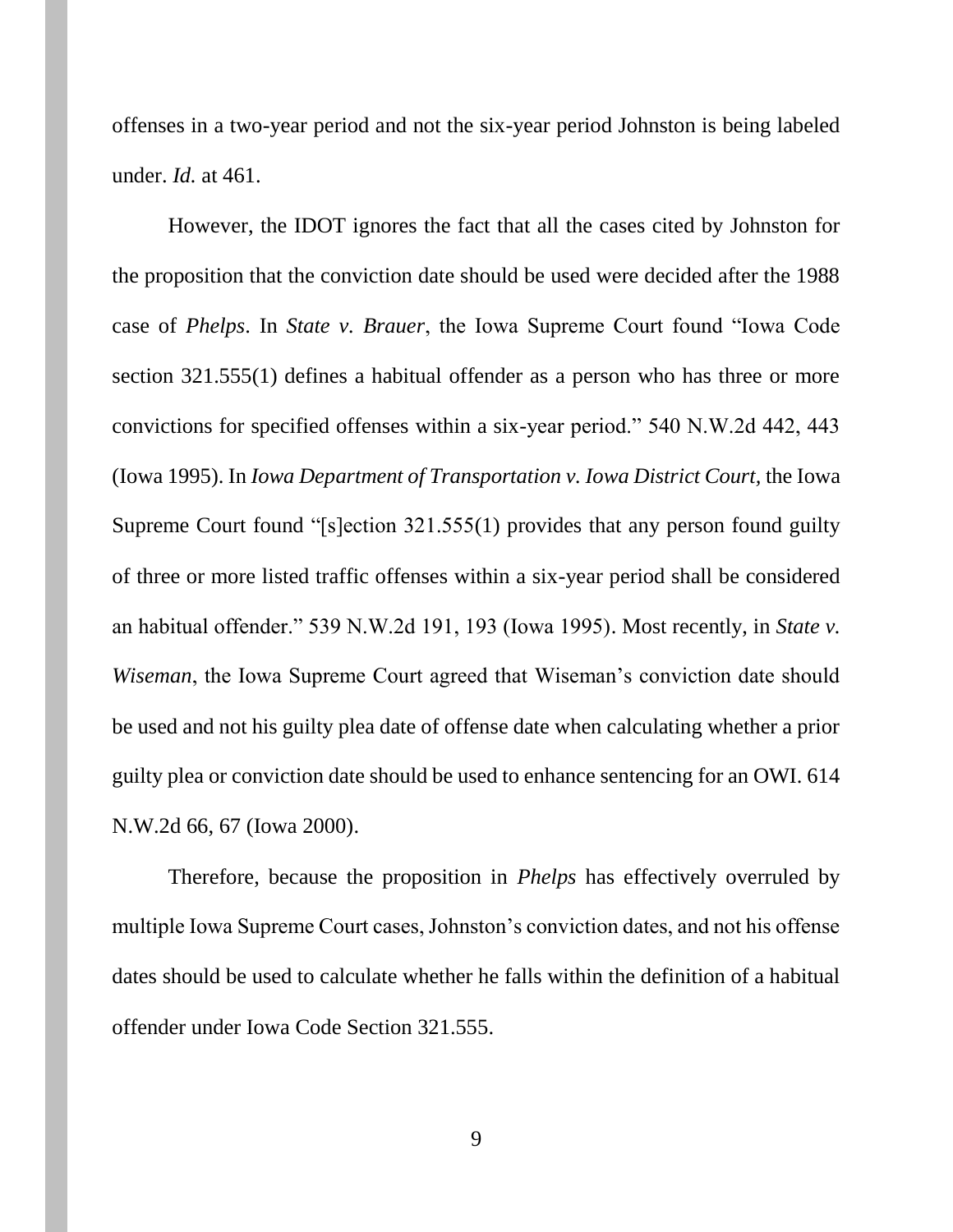offenses in a two-year period and not the six-year period Johnston is being labeled under. *Id.* at 461.

However, the IDOT ignores the fact that all the cases cited by Johnston for the proposition that the conviction date should be used were decided after the 1988 case of *Phelps*. In *State v. Brauer*, the Iowa Supreme Court found "Iowa Code section 321.555(1) defines a habitual offender as a person who has three or more convictions for specified offenses within a six-year period." 540 N.W.2d 442, 443 (Iowa 1995). In *Iowa Department of Transportation v. Iowa District Court*, the Iowa Supreme Court found "[s]ection 321.555(1) provides that any person found guilty of three or more listed traffic offenses within a six-year period shall be considered an habitual offender." 539 N.W.2d 191, 193 (Iowa 1995). Most recently, in *State v. Wiseman*, the Iowa Supreme Court agreed that Wiseman's conviction date should be used and not his guilty plea date of offense date when calculating whether a prior guilty plea or conviction date should be used to enhance sentencing for an OWI. 614 N.W.2d 66, 67 (Iowa 2000).

Therefore, because the proposition in *Phelps* has effectively overruled by multiple Iowa Supreme Court cases, Johnston's conviction dates, and not his offense dates should be used to calculate whether he falls within the definition of a habitual offender under Iowa Code Section 321.555.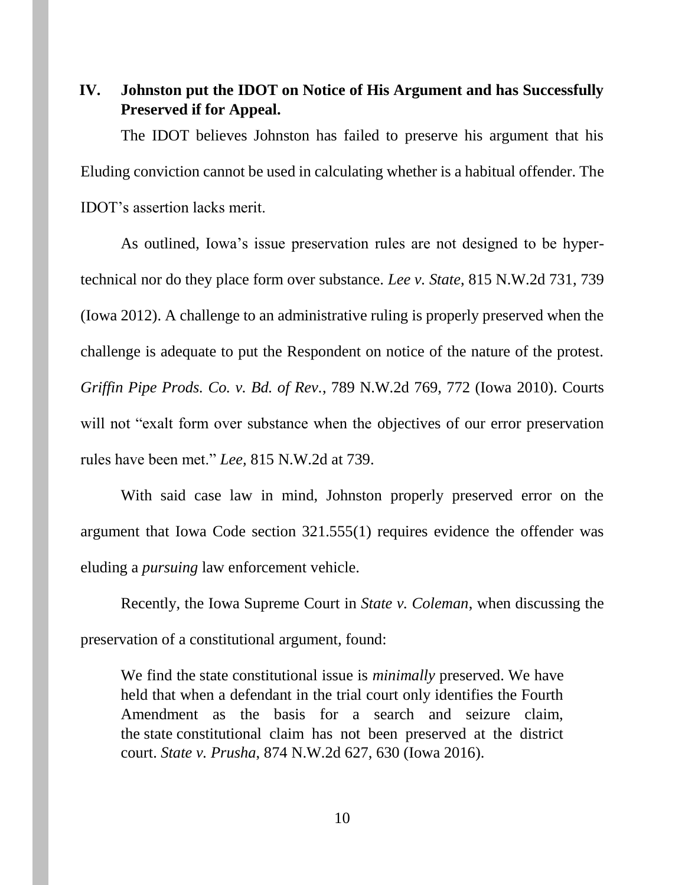## IV. Johnston put the IDOT on Notice of His Argument and has Successfully Preserved if for Appeal.

The IDOT believes Johnston has failed to preserve his argument that his Eluding conviction cannot be used in calculating whether is a habitual offender. The IDOT's assertion lacks merit.

As outlined, Iowa's issue preservation rules are not designed to be hyper-technical nor do they place form over substance. *Lee v. State*, 815 N.W.2d 731, 739 (Iowa 2012). A challenge to an administrative ruling is properly preserved when the challenge is adequate to put the Respondent on notice of the nature of the protest. *Griffin Pipe Prods. Co. v. Bd. of Rev.*, 789 N.W.2d 769, 772 (Iowa 2010). Courts will not "exalt form over substance when the objectives of our error preservation rules have been met." *Lee*, 815 N.W.2d at 739.

With said case law in mind, Johnston properly preserved error on the argument that Iowa Code section 321.555(1) requires evidence the offender was eluding a *pursuing* law enforcement vehicle.

Recently, the Iowa Supreme Court in *State v. Coleman*, when discussing the preservation of a constitutional argument, found:

> We find the state constitutional issue is *minimally* preserved. We have held that when a defendant in the trial court only identifies the Fourth Amendment as the basis for a search and seizure claim, the state constitutional claim has not been preserved at the district court. *State v. Prusha*, 874 N.W.2d 627, 630 (Iowa 2016).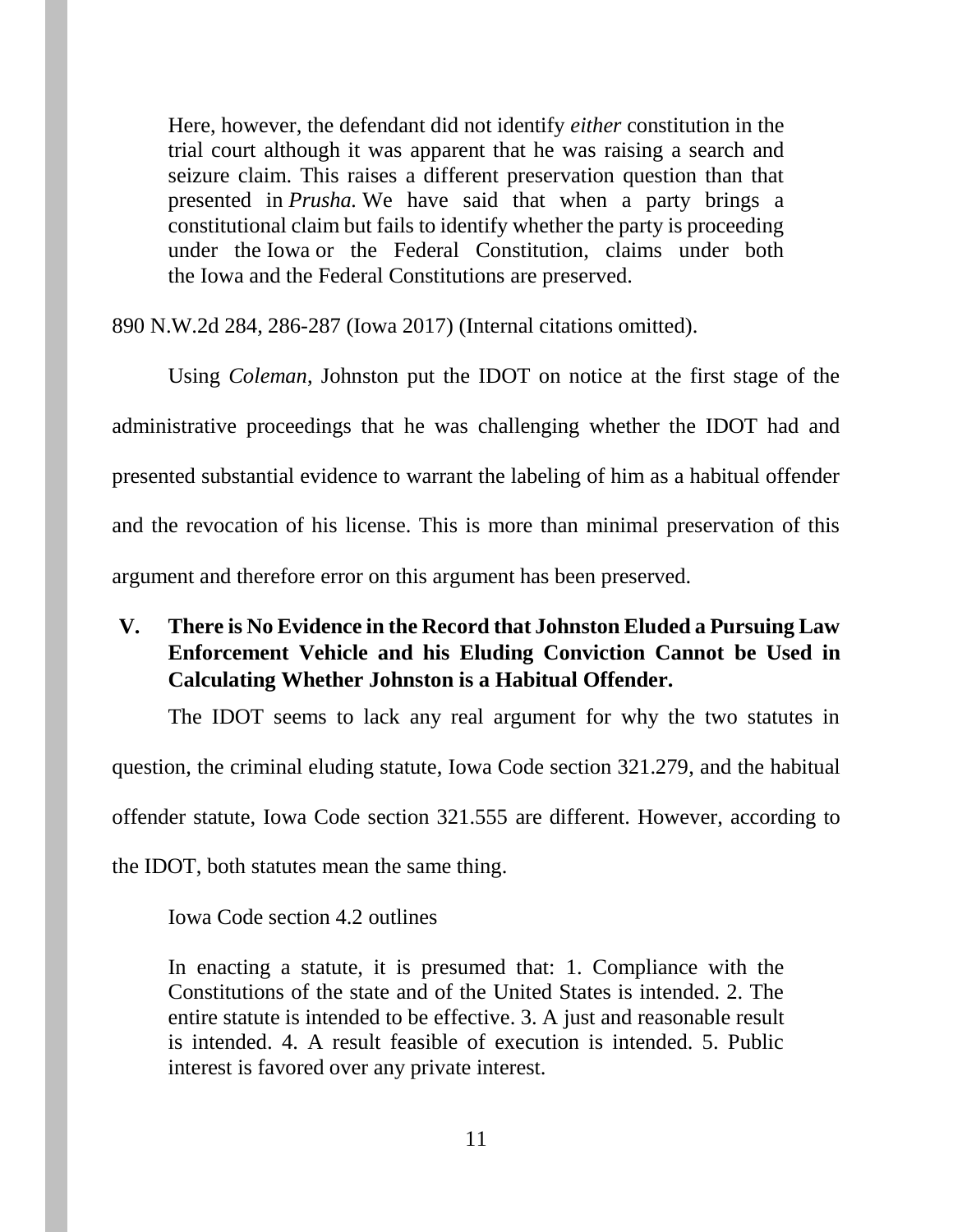> Here, however, the defendant did not identify *either* constitution in the trial court although it was apparent that he was raising a search and seizure claim. This raises a different preservation question than that presented in *Prusha.* We have said that when a party brings a constitutional claim but fails to identify whether the party is proceeding under the Iowa or the Federal Constitution, claims under both the Iowa and the Federal Constitutions are preserved.

890 N.W.2d 284, 286-287 (Iowa 2017) (Internal citations omitted).

Using *Coleman*, Johnston put the IDOT on notice at the first stage of the administrative proceedings that he was challenging whether the IDOT had and presented substantial evidence to warrant the labeling of him as a habitual offender and the revocation of his license. This is more than minimal preservation of this argument and therefore error on this argument has been preserved.

## V. There is No Evidence in the Record that Johnston Eluded a Pursuing Law Enforcement Vehicle and his Eluding Conviction Cannot be Used in Calculating Whether Johnston is a Habitual Offender.

The IDOT seems to lack any real argument for why the two statutes in question, the criminal eluding statute, Iowa Code section 321.279, and the habitual offender statute, Iowa Code section 321.555 are different. However, according to the IDOT, both statutes mean the same thing.

Iowa Code section 4.2 outlines

> In enacting a statute, it is presumed that: 1. Compliance with the Constitutions of the state and of the United States is intended. 2. The entire statute is intended to be effective. 3. A just and reasonable result is intended. 4. A result feasible of execution is intended. 5. Public interest is favored over any private interest.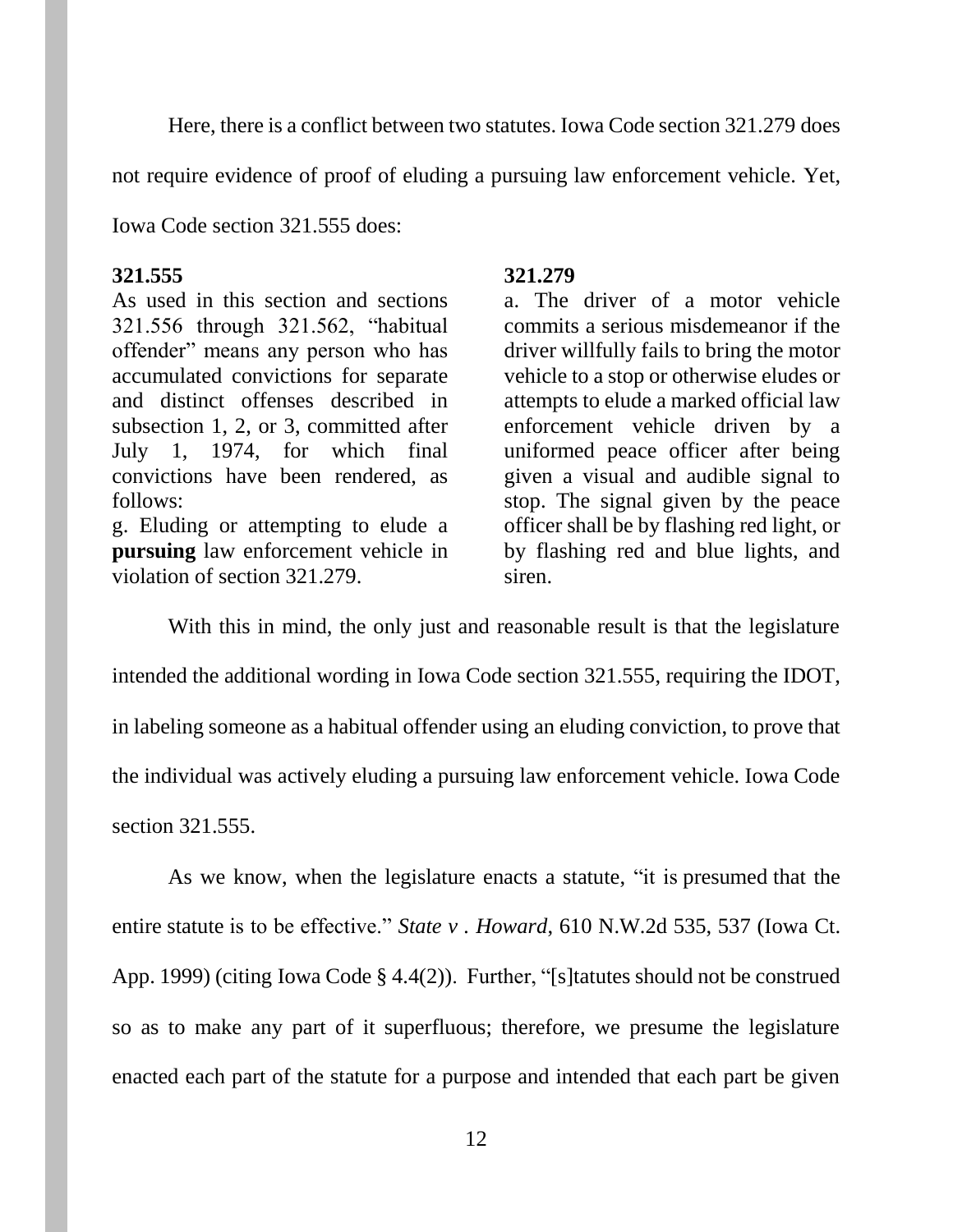Here, there is a conflict between two statutes. Iowa Code section 321.279 does not require evidence of proof of eluding a pursuing law enforcement vehicle. Yet, Iowa Code section 321.555 does:

| 321.555 | 321.279 |
| --- | --- |
| As used in this section and sections 321.556 through 321.562, "habitual offender" means any person who has accumulated convictions for separate and distinct offenses described in subsection 1, 2, or 3, committed after July 1, 1974, for which final convictions have been rendered, as follows: g. Eluding or attempting to elude a **pursuing** law enforcement vehicle in violation of section 321.279. | a. The driver of a motor vehicle commits a serious misdemeanor if the driver willfully fails to bring the motor vehicle to a stop or otherwise eludes or attempts to elude a marked official law enforcement vehicle driven by a uniformed peace officer after being given a visual and audible signal to stop. The signal given by the peace officer shall be by flashing red light, or by flashing red and blue lights, and siren. |

With this in mind, the only just and reasonable result is that the legislature intended the additional wording in Iowa Code section 321.555, requiring the IDOT, in labeling someone as a habitual offender using an eluding conviction, to prove that the individual was actively eluding a pursuing law enforcement vehicle. Iowa Code section 321.555.

As we know, when the legislature enacts a statute, "it is presumed that the entire statute is to be effective." *State v . Howard*, 610 N.W.2d 535, 537 (Iowa Ct. App. 1999) (citing Iowa Code § 4.4(2)). Further, "[s]tatutes should not be construed so as to make any part of it superfluous; therefore, we presume the legislature enacted each part of the statute for a purpose and intended that each part be given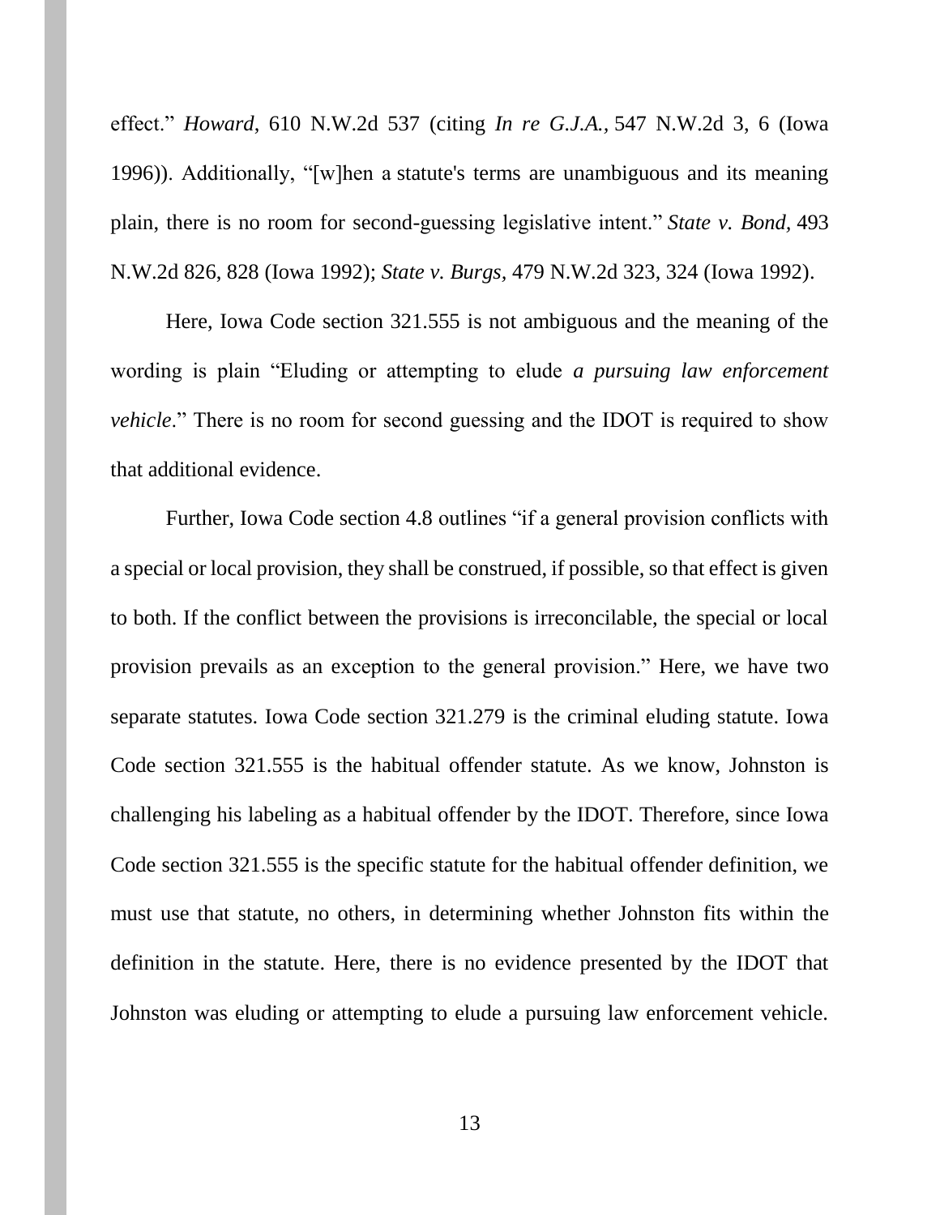effect." *Howard*, 610 N.W.2d 537 (citing *In re G.J.A.*, 547 N.W.2d 3, 6 (Iowa 1996)). Additionally, "[w]hen a statute's terms are unambiguous and its meaning plain, there is no room for second-guessing legislative intent." *State v. Bond*, 493 N.W.2d 826, 828 (Iowa 1992); *State v. Burgs*, 479 N.W.2d 323, 324 (Iowa 1992).

Here, Iowa Code section 321.555 is not ambiguous and the meaning of the wording is plain "Eluding or attempting to elude *a pursuing law enforcement vehicle*." There is no room for second guessing and the IDOT is required to show that additional evidence.

Further, Iowa Code section 4.8 outlines "if a general provision conflicts with a special or local provision, they shall be construed, if possible, so that effect is given to both. If the conflict between the provisions is irreconcilable, the special or local provision prevails as an exception to the general provision." Here, we have two separate statutes. Iowa Code section 321.279 is the criminal eluding statute. Iowa Code section 321.555 is the habitual offender statute. As we know, Johnston is challenging his labeling as a habitual offender by the IDOT. Therefore, since Iowa Code section 321.555 is the specific statute for the habitual offender definition, we must use that statute, no others, in determining whether Johnston fits within the definition in the statute. Here, there is no evidence presented by the IDOT that Johnston was eluding or attempting to elude a pursuing law enforcement vehicle.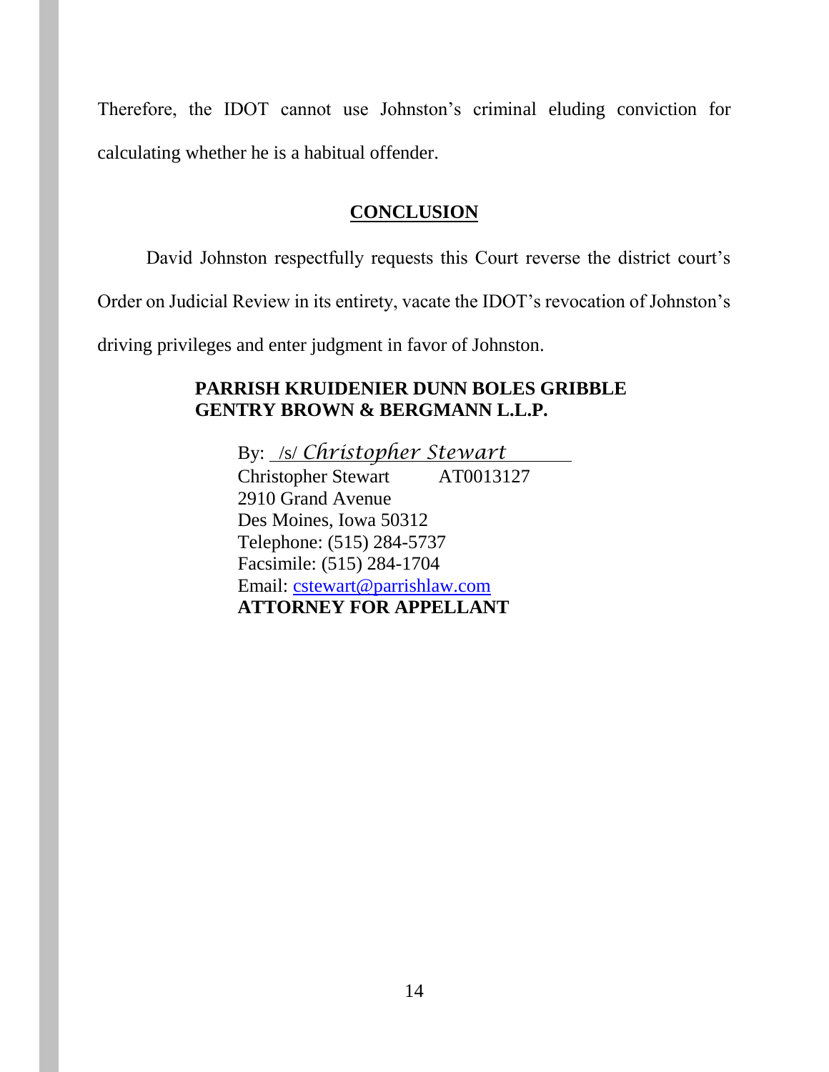Therefore, the IDOT cannot use Johnston's criminal eluding conviction for calculating whether he is a habitual offender.

## CONCLUSION

David Johnston respectfully requests this Court reverse the district court's Order on Judicial Review in its entirety, vacate the IDOT's revocation of Johnston's driving privileges and enter judgment in favor of Johnston.

**PARRISH KRUIDENIER DUNN BOLES GRIBBLE GENTRY BROWN & BERGMANN L.L.P.**

By: /s/ *Christopher Stewart*
Christopher Stewart AT0013127
2910 Grand Avenue
Des Moines, Iowa 50312
Telephone: (515) 284-5737
Facsimile: (515) 284-1704
Email: cstewart@parrishlaw.com
**ATTORNEY FOR APPELLANT**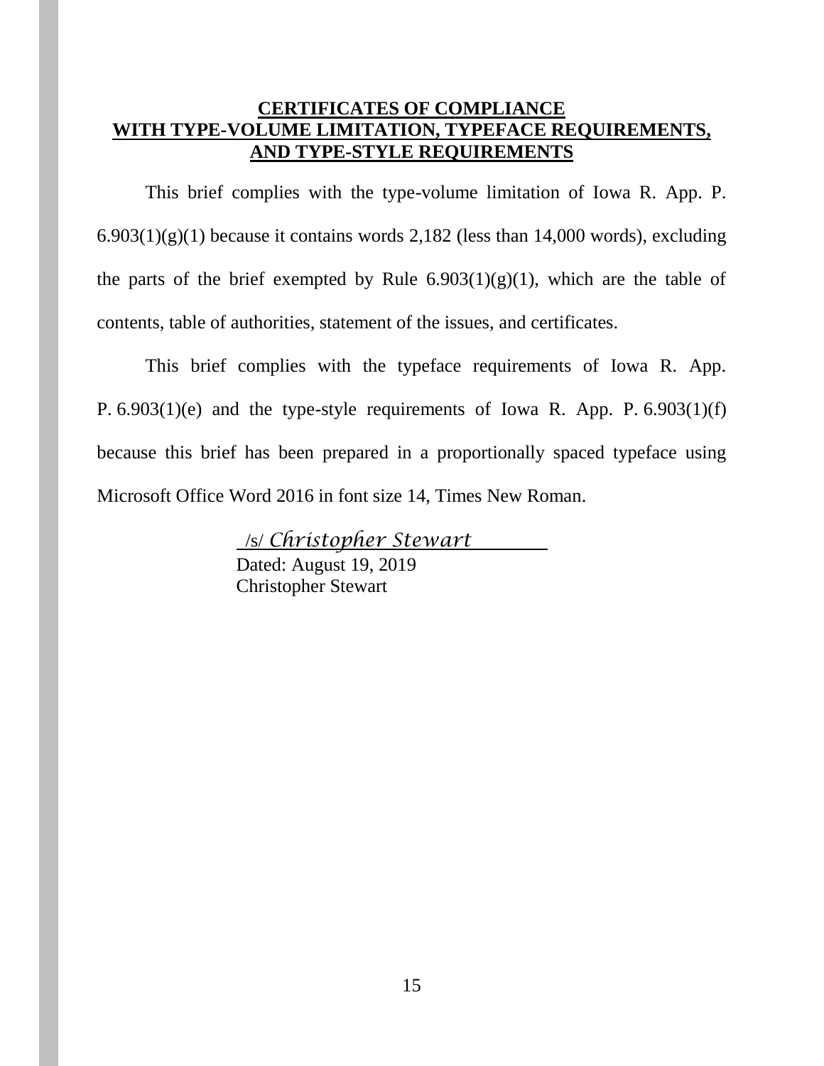**CERTIFICATES OF COMPLIANCE**
**WITH TYPE-VOLUME LIMITATION, TYPEFACE REQUIREMENTS, AND TYPE-STYLE REQUIREMENTS**

This brief complies with the type-volume limitation of Iowa R. App. P. 6.903(1)(g)(1) because it contains words 2,182 (less than 14,000 words), excluding the parts of the brief exempted by Rule 6.903(1)(g)(1), which are the table of contents, table of authorities, statement of the issues, and certificates.

This brief complies with the typeface requirements of Iowa R. App. P. 6.903(1)(e) and the type-style requirements of Iowa R. App. P. 6.903(1)(f) because this brief has been prepared in a proportionally spaced typeface using Microsoft Office Word 2016 in font size 14, Times New Roman.

/s/ *Christopher Stewart*
Dated: August 19, 2019
Christopher Stewart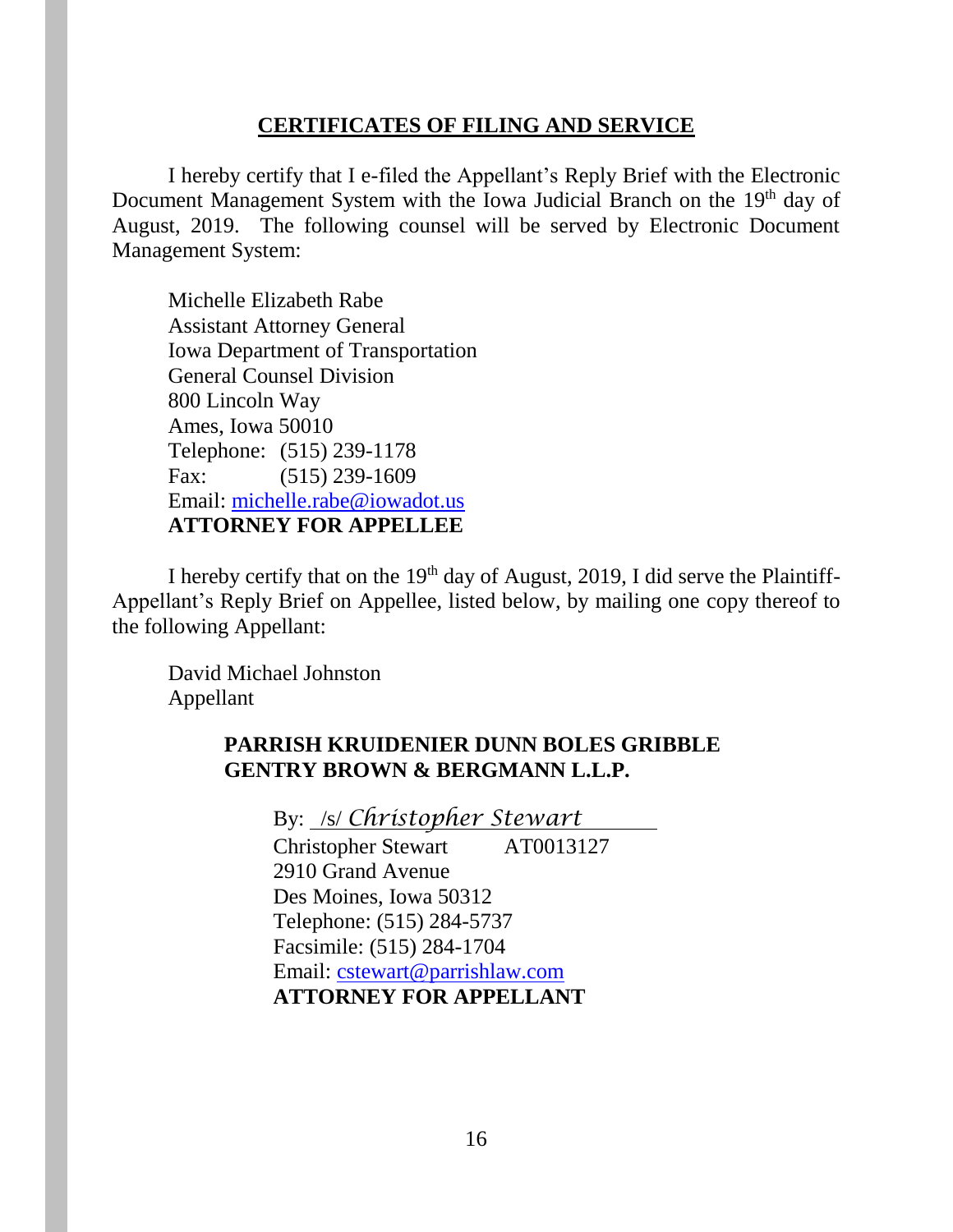## CERTIFICATES OF FILING AND SERVICE

I hereby certify that I e-filed the Appellant's Reply Brief with the Electronic Document Management System with the Iowa Judicial Branch on the 19th day of August, 2019. The following counsel will be served by Electronic Document Management System:

Michelle Elizabeth Rabe
Assistant Attorney General
Iowa Department of Transportation
General Counsel Division
800 Lincoln Way
Ames, Iowa 50010
Telephone: (515) 239-1178
Fax: (515) 239-1609
Email: michelle.rabe@iowadot.us
**ATTORNEY FOR APPELLEE**

I hereby certify that on the 19th day of August, 2019, I did serve the Plaintiff-Appellant's Reply Brief on Appellee, listed below, by mailing one copy thereof to the following Appellant:

David Michael Johnston
Appellant

**PARRISH KRUIDENIER DUNN BOLES GRIBBLE GENTRY BROWN & BERGMANN L.L.P.**

By: /s/ *Christopher Stewart*
Christopher Stewart AT0013127
2910 Grand Avenue
Des Moines, Iowa 50312
Telephone: (515) 284-5737
Facsimile: (515) 284-1704
Email: cstewart@parrishlaw.com
**ATTORNEY FOR APPELLANT**